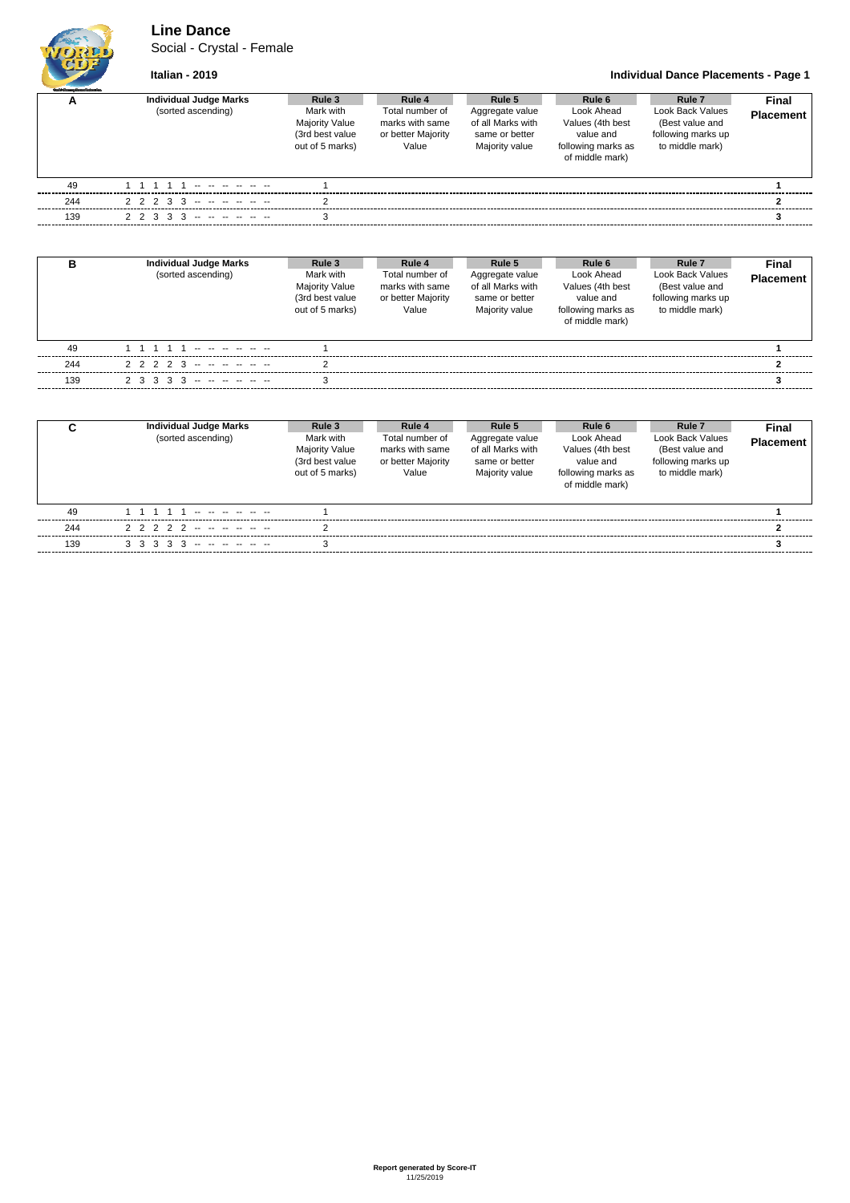# Line Dance

Social - Crystal - Female

**Italian - 2019**

**Individual Dance Placements - Page 1**

| A | Individual Judge Marks (sorted ascending) | Rule 3 Mark with Majority Value (3rd best value out of 5 marks) | Rule 4 Total number of marks with same or better Majority Value | Rule 5 Aggregate value of all Marks with same or better Majority value | Rule 6 Look Ahead Values (4th best value and following marks as of middle mark) | Rule 7 Look Back Values (Best value and following marks up to middle mark) | Final Placement |
|---|---|---|---|---|---|---|---|
| 49 | 1 1 1 1 1 -- -- -- -- -- -- | 1 | | | | | **1** |
| 244 | 2 2 2 3 3 -- -- -- -- -- -- | 2 | | | | | **2** |
| 139 | 2 2 3 3 3 -- -- -- -- -- -- | 3 | | | | | **3** |

| B | Individual Judge Marks (sorted ascending) | Rule 3 Mark with Majority Value (3rd best value out of 5 marks) | Rule 4 Total number of marks with same or better Majority Value | Rule 5 Aggregate value of all Marks with same or better Majority value | Rule 6 Look Ahead Values (4th best value and following marks as of middle mark) | Rule 7 Look Back Values (Best value and following marks up to middle mark) | Final Placement |
|---|---|---|---|---|---|---|---|
| 49 | 1 1 1 1 1 -- -- -- -- -- -- | 1 | | | | | **1** |
| 244 | 2 2 2 2 3 -- -- -- -- -- -- | 2 | | | | | **2** |
| 139 | 2 3 3 3 3 -- -- -- -- -- -- | 3 | | | | | **3** |

| C | Individual Judge Marks (sorted ascending) | Rule 3 Mark with Majority Value (3rd best value out of 5 marks) | Rule 4 Total number of marks with same or better Majority Value | Rule 5 Aggregate value of all Marks with same or better Majority value | Rule 6 Look Ahead Values (4th best value and following marks as of middle mark) | Rule 7 Look Back Values (Best value and following marks up to middle mark) | Final Placement |
|---|---|---|---|---|---|---|---|
| 49 | 1 1 1 1 1 -- -- -- -- -- -- | 1 | | | | | **1** |
| 244 | 2 2 2 2 2 -- -- -- -- -- -- | 2 | | | | | **2** |
| 139 | 3 3 3 3 3 -- -- -- -- -- -- | 3 | | | | | **3** |

**Report generated by Score-IT**
11/25/2019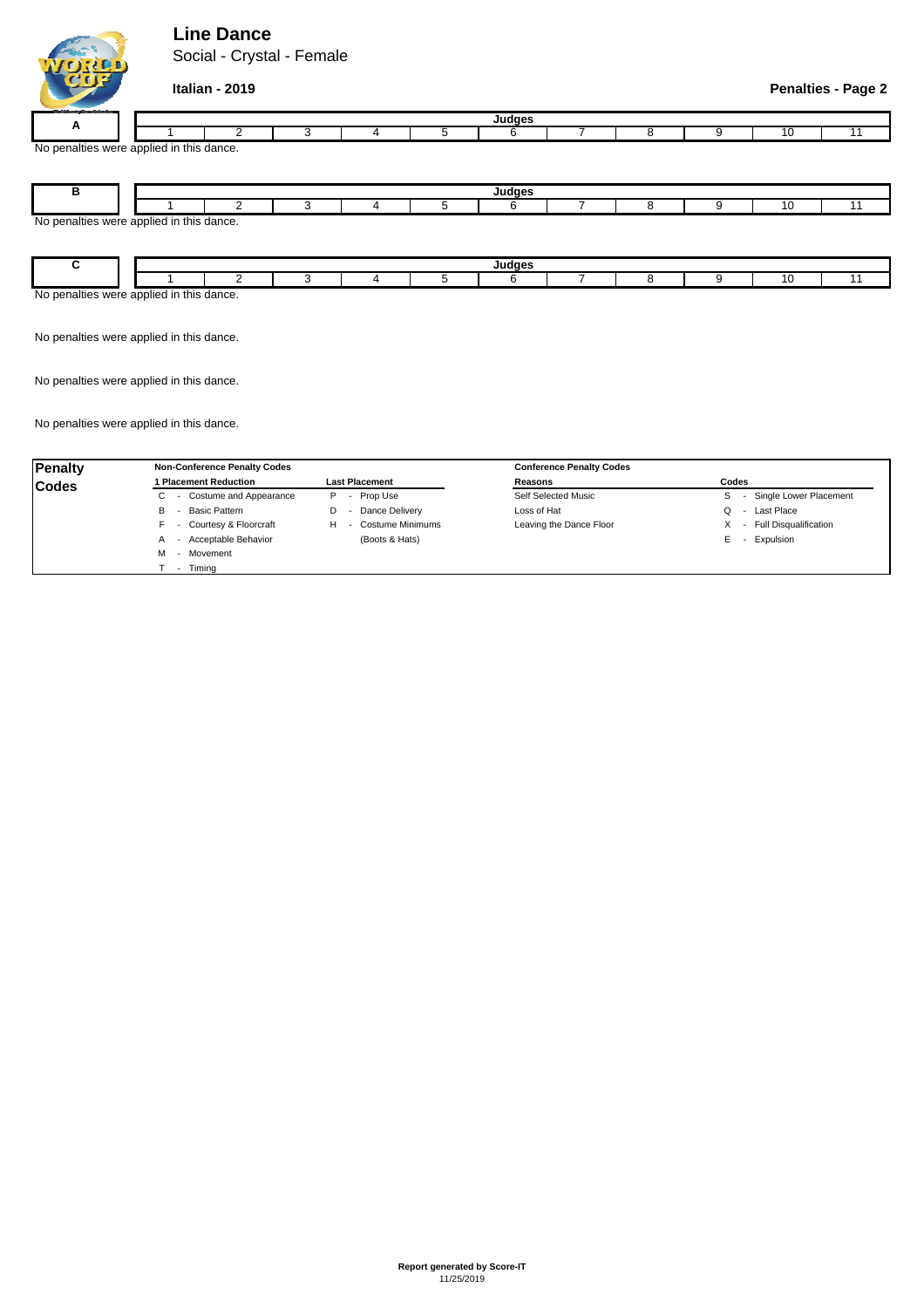# Line Dance

Social - Crystal - Female

**Italian - 2019**

**Penalties - Page 2**

| A | Judges | | | | | | | | | | |
|---|---|---|---|---|---|---|---|---|---|---|---|
| | 1 | 2 | 3 | 4 | 5 | 6 | 7 | 8 | 9 | 10 | 11 |

No penalties were applied in this dance.

| B | Judges | | | | | | | | | | |
|---|---|---|---|---|---|---|---|---|---|---|---|
| | 1 | 2 | 3 | 4 | 5 | 6 | 7 | 8 | 9 | 10 | 11 |

No penalties were applied in this dance.

| C | Judges | | | | | | | | | | |
|---|---|---|---|---|---|---|---|---|---|---|---|
| | 1 | 2 | 3 | 4 | 5 | 6 | 7 | 8 | 9 | 10 | 11 |

No penalties were applied in this dance.

No penalties were applied in this dance.

No penalties were applied in this dance.

No penalties were applied in this dance.

| Penalty Codes | Non-Conference Penalty Codes | | Conference Penalty Codes | |
|---|---|---|---|---|
| | **1 Placement Reduction** | **Last Placement** | **Reasons** | **Codes** |
| | C - Costume and Appearance | P - Prop Use | Self Selected Music | S - Single Lower Placement |
| | B - Basic Pattern | D - Dance Delivery | Loss of Hat | Q - Last Place |
| | F - Courtesy & Floorcraft | H - Costume Minimums (Boots & Hats) | Leaving the Dance Floor | X - Full Disqualification |
| | A - Acceptable Behavior | | | E - Expulsion |
| | M - Movement | | | |
| | T - Timing | | | |

**Report generated by Score-IT**
11/25/2019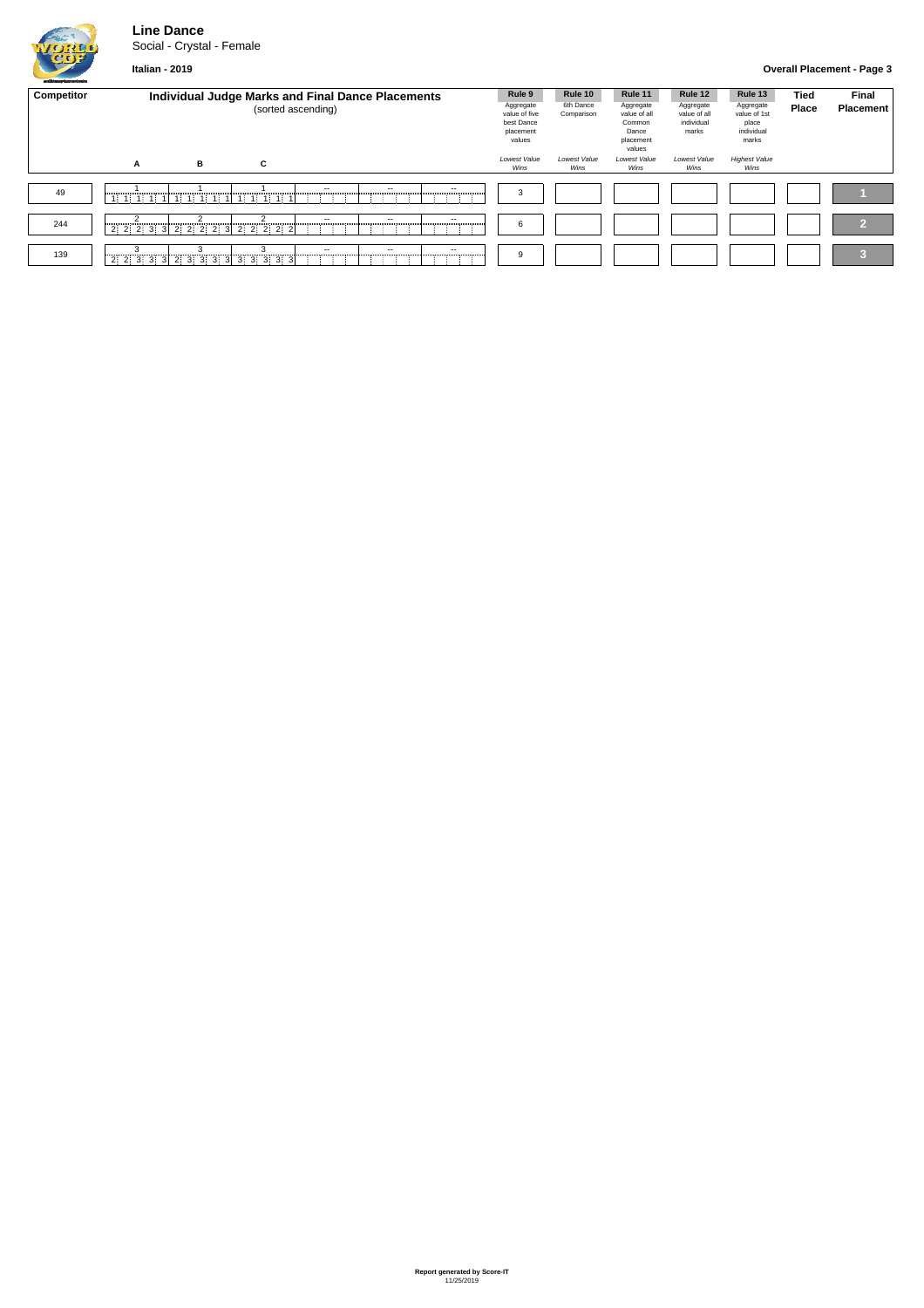**Line Dance**

Social - Crystal - Female

**Italian - 2019**

**Overall Placement**

| Competitor | Individual Judge Marks and Final Dance Placements (sorted ascending) A | B | C | | | | Rule 9 Aggregate value of five best Dance placement values *Lowest Value Wins* | Rule 10 6th Dance Comparison *Lowest Value Wins* | Rule 11 Aggregate value of all Common Dance placement values *Lowest Value Wins* | Rule 12 Aggregate value of all individual marks *Lowest Value Wins* | Rule 13 Aggregate value of 1st place individual marks *Highest Value Wins* | Tied Place | Final Placement |
|---|---|---|---|---|---|---|---|---|---|---|---|---|---|
| 49 | 1 (1 1 1 1 1) | 1 (1 1 1 1 1) | 1 (1 1 1 1 1) | -- | -- | -- | 3 | | | | | | 1 |
| 244 | 2 (2 2 2 3 3) | 2 (2 2 2 2 3) | 2 (2 2 2 2 2) | -- | -- | -- | 6 | | | | | | 2 |
| 139 | 3 (2 2 3 3 3) | 3 (2 3 3 3 3) | 3 (3 3 3 3 3) | -- | -- | -- | 9 | | | | | | 3 |

**Report generated by Score-IT**
11/25/2019